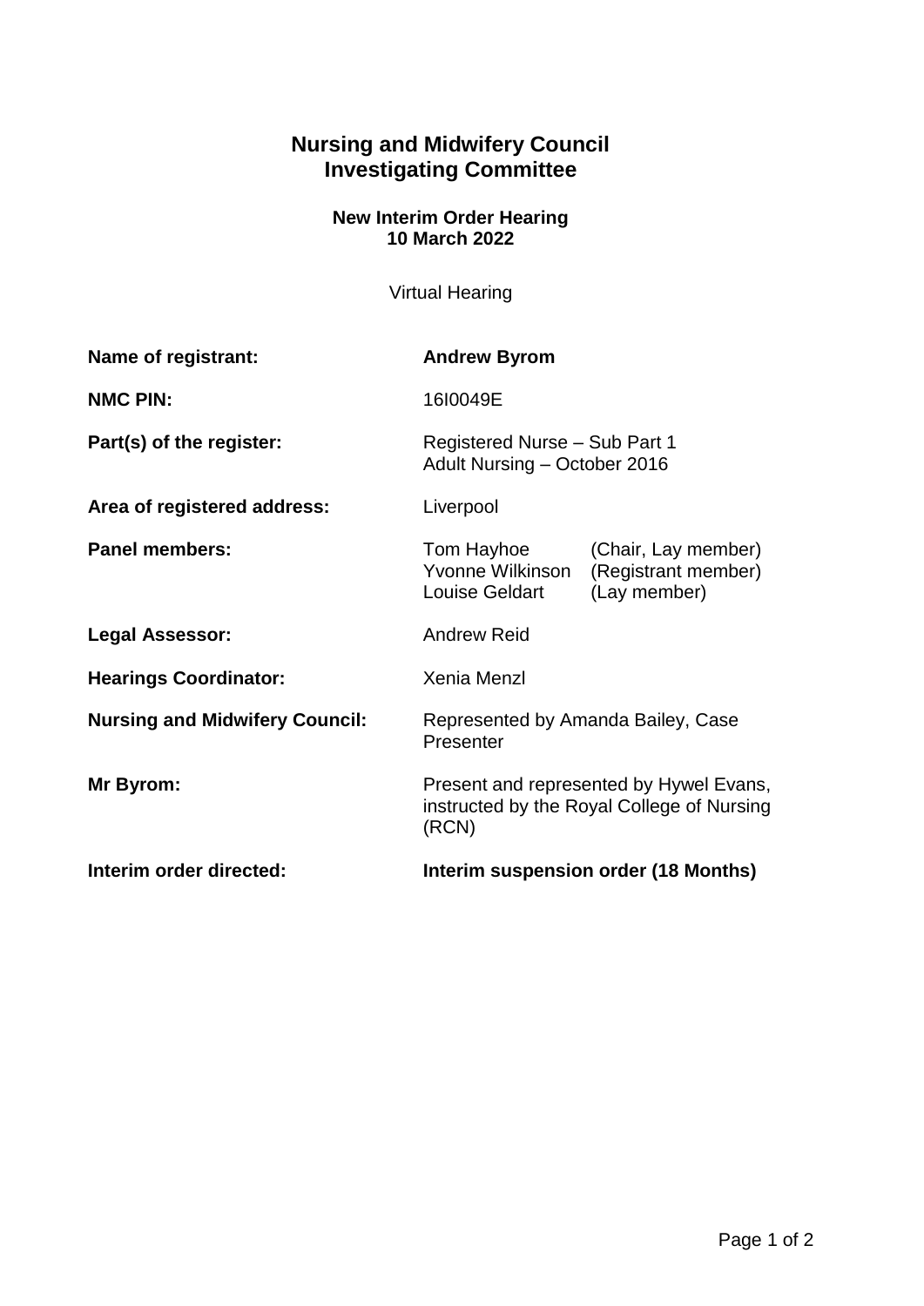# Nursing and Midwifery Council
# Investigating Committee

### New Interim Order Hearing
### 10 March 2022

Virtual Hearing

| | |
|---|---|
| **Name of registrant:** | **Andrew Byrom** |
| **NMC PIN:** | 16I0049E |
| **Part(s) of the register:** | Registered Nurse – Sub Part 1<br>Adult Nursing – October 2016 |
| **Area of registered address:** | Liverpool |
| **Panel members:** | Tom Hayhoe (Chair, Lay member)<br>Yvonne Wilkinson (Registrant member)<br>Louise Geldart (Lay member) |
| **Legal Assessor:** | Andrew Reid |
| **Hearings Coordinator:** | Xenia Menzl |
| **Nursing and Midwifery Council:** | Represented by Amanda Bailey, Case Presenter |
| **Mr Byrom:** | Present and represented by Hywel Evans, instructed by the Royal College of Nursing (RCN) |
| **Interim order directed:** | **Interim suspension order (18 Months)** |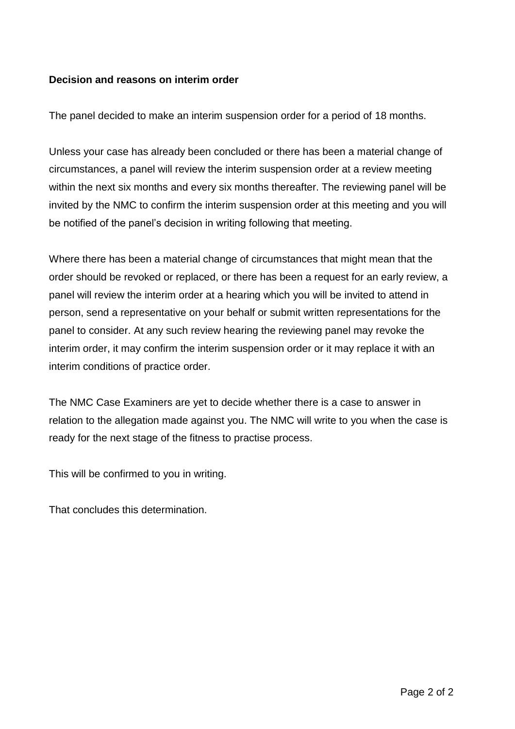**Decision and reasons on interim order**

The panel decided to make an interim suspension order for a period of 18 months.

Unless your case has already been concluded or there has been a material change of circumstances, a panel will review the interim suspension order at a review meeting within the next six months and every six months thereafter. The reviewing panel will be invited by the NMC to confirm the interim suspension order at this meeting and you will be notified of the panel's decision in writing following that meeting.

Where there has been a material change of circumstances that might mean that the order should be revoked or replaced, or there has been a request for an early review, a panel will review the interim order at a hearing which you will be invited to attend in person, send a representative on your behalf or submit written representations for the panel to consider. At any such review hearing the reviewing panel may revoke the interim order, it may confirm the interim suspension order or it may replace it with an interim conditions of practice order.

The NMC Case Examiners are yet to decide whether there is a case to answer in relation to the allegation made against you. The NMC will write to you when the case is ready for the next stage of the fitness to practise process.

This will be confirmed to you in writing.

That concludes this determination.